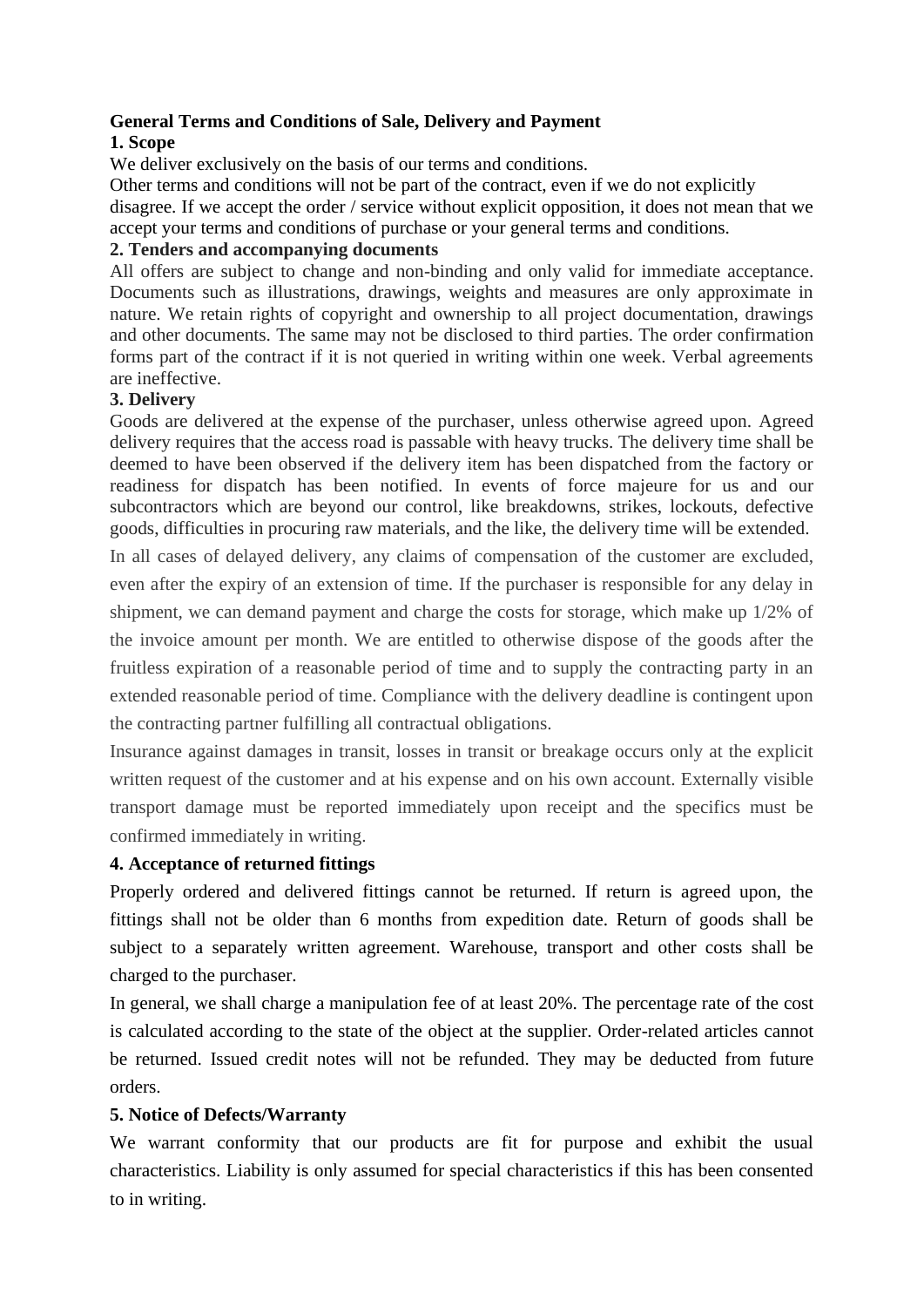# General Terms and Conditions of Sale, Delivery and Payment

## 1. Scope

We deliver exclusively on the basis of our terms and conditions.

Other terms and conditions will not be part of the contract, even if we do not explicitly disagree. If we accept the order / service without explicit opposition, it does not mean that we accept your terms and conditions of purchase or your general terms and conditions.

## 2. Tenders and accompanying documents

All offers are subject to change and non-binding and only valid for immediate acceptance. Documents such as illustrations, drawings, weights and measures are only approximate in nature. We retain rights of copyright and ownership to all project documentation, drawings and other documents. The same may not be disclosed to third parties. The order confirmation forms part of the contract if it is not queried in writing within one week. Verbal agreements are ineffective.

## 3. Delivery

Goods are delivered at the expense of the purchaser, unless otherwise agreed upon. Agreed delivery requires that the access road is passable with heavy trucks. The delivery time shall be deemed to have been observed if the delivery item has been dispatched from the factory or readiness for dispatch has been notified. In events of force majeure for us and our subcontractors which are beyond our control, like breakdowns, strikes, lockouts, defective goods, difficulties in procuring raw materials, and the like, the delivery time will be extended.

In all cases of delayed delivery, any claims of compensation of the customer are excluded, even after the expiry of an extension of time. If the purchaser is responsible for any delay in shipment, we can demand payment and charge the costs for storage, which make up 1/2% of the invoice amount per month. We are entitled to otherwise dispose of the goods after the fruitless expiration of a reasonable period of time and to supply the contracting party in an extended reasonable period of time. Compliance with the delivery deadline is contingent upon the contracting partner fulfilling all contractual obligations.

Insurance against damages in transit, losses in transit or breakage occurs only at the explicit written request of the customer and at his expense and on his own account. Externally visible transport damage must be reported immediately upon receipt and the specifics must be confirmed immediately in writing.

## 4. Acceptance of returned fittings

Properly ordered and delivered fittings cannot be returned. If return is agreed upon, the fittings shall not be older than 6 months from expedition date. Return of goods shall be subject to a separately written agreement. Warehouse, transport and other costs shall be charged to the purchaser.

In general, we shall charge a manipulation fee of at least 20%. The percentage rate of the cost is calculated according to the state of the object at the supplier. Order-related articles cannot be returned. Issued credit notes will not be refunded. They may be deducted from future orders.

## 5. Notice of Defects/Warranty

We warrant conformity that our products are fit for purpose and exhibit the usual characteristics. Liability is only assumed for special characteristics if this has been consented to in writing.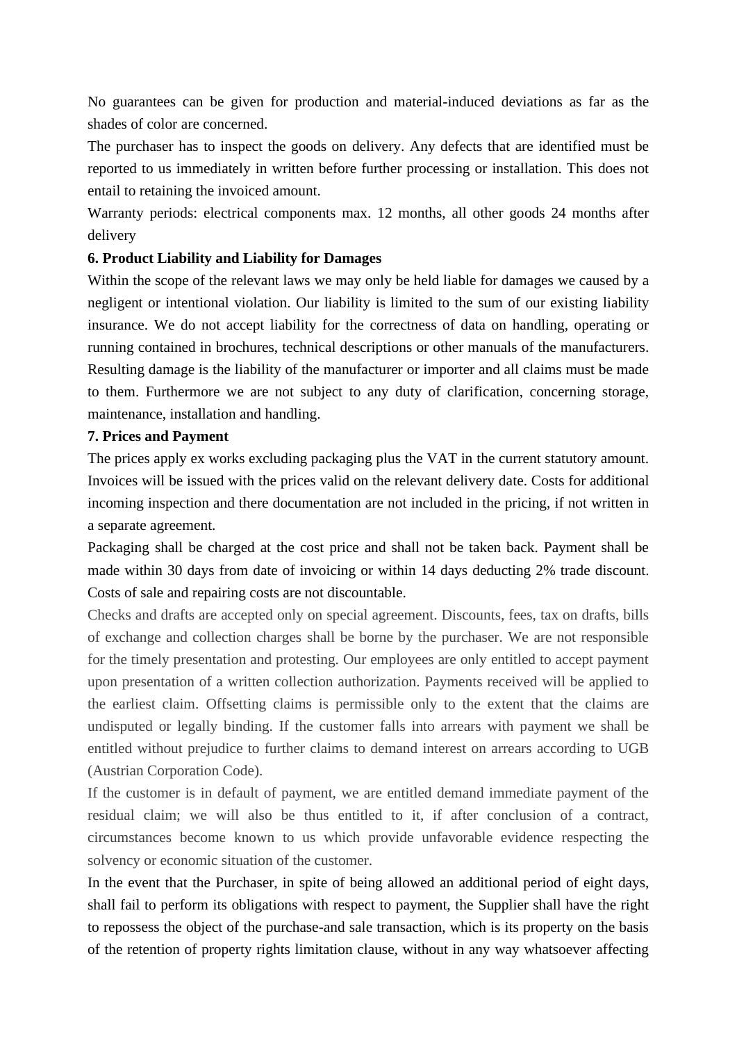No guarantees can be given for production and material-induced deviations as far as the shades of color are concerned.

The purchaser has to inspect the goods on delivery. Any defects that are identified must be reported to us immediately in written before further processing or installation. This does not entail to retaining the invoiced amount.

Warranty periods: electrical components max. 12 months, all other goods 24 months after delivery

**6. Product Liability and Liability for Damages**

Within the scope of the relevant laws we may only be held liable for damages we caused by a negligent or intentional violation. Our liability is limited to the sum of our existing liability insurance. We do not accept liability for the correctness of data on handling, operating or running contained in brochures, technical descriptions or other manuals of the manufacturers. Resulting damage is the liability of the manufacturer or importer and all claims must be made to them. Furthermore we are not subject to any duty of clarification, concerning storage, maintenance, installation and handling.

**7. Prices and Payment**

The prices apply ex works excluding packaging plus the VAT in the current statutory amount. Invoices will be issued with the prices valid on the relevant delivery date. Costs for additional incoming inspection and there documentation are not included in the pricing, if not written in a separate agreement.

Packaging shall be charged at the cost price and shall not be taken back. Payment shall be made within 30 days from date of invoicing or within 14 days deducting 2% trade discount. Costs of sale and repairing costs are not discountable.

Checks and drafts are accepted only on special agreement. Discounts, fees, tax on drafts, bills of exchange and collection charges shall be borne by the purchaser. We are not responsible for the timely presentation and protesting. Our employees are only entitled to accept payment upon presentation of a written collection authorization. Payments received will be applied to the earliest claim. Offsetting claims is permissible only to the extent that the claims are undisputed or legally binding. If the customer falls into arrears with payment we shall be entitled without prejudice to further claims to demand interest on arrears according to UGB (Austrian Corporation Code).

If the customer is in default of payment, we are entitled demand immediate payment of the residual claim; we will also be thus entitled to it, if after conclusion of a contract, circumstances become known to us which provide unfavorable evidence respecting the solvency or economic situation of the customer.

In the event that the Purchaser, in spite of being allowed an additional period of eight days, shall fail to perform its obligations with respect to payment, the Supplier shall have the right to repossess the object of the purchase-and sale transaction, which is its property on the basis of the retention of property rights limitation clause, without in any way whatsoever affecting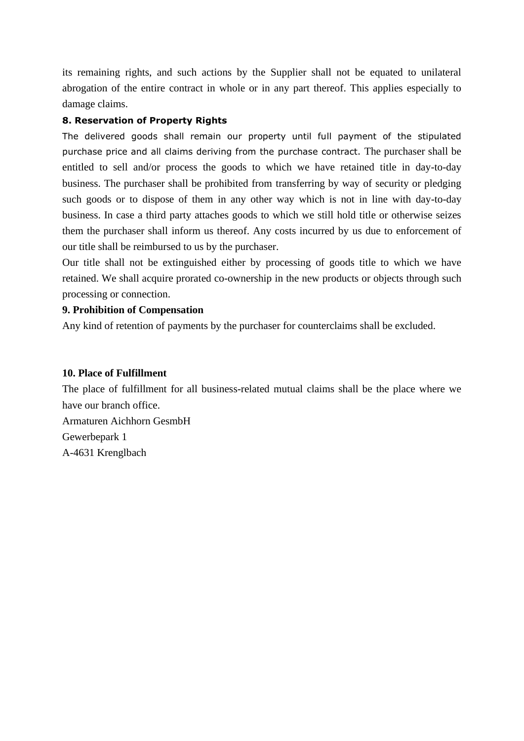its remaining rights, and such actions by the Supplier shall not be equated to unilateral abrogation of the entire contract in whole or in any part thereof. This applies especially to damage claims.

**8. Reservation of Property Rights**

The delivered goods shall remain our property until full payment of the stipulated purchase price and all claims deriving from the purchase contract. The purchaser shall be entitled to sell and/or process the goods to which we have retained title in day-to-day business. The purchaser shall be prohibited from transferring by way of security or pledging such goods or to dispose of them in any other way which is not in line with day-to-day business. In case a third party attaches goods to which we still hold title or otherwise seizes them the purchaser shall inform us thereof. Any costs incurred by us due to enforcement of our title shall be reimbursed to us by the purchaser.

Our title shall not be extinguished either by processing of goods title to which we have retained. We shall acquire prorated co-ownership in the new products or objects through such processing or connection.

**9. Prohibition of Compensation**

Any kind of retention of payments by the purchaser for counterclaims shall be excluded.

**10. Place of Fulfillment**

The place of fulfillment for all business-related mutual claims shall be the place where we have our branch office.

Armaturen Aichhorn GesmbH
Gewerbepark 1
A-4631 Krenglbach